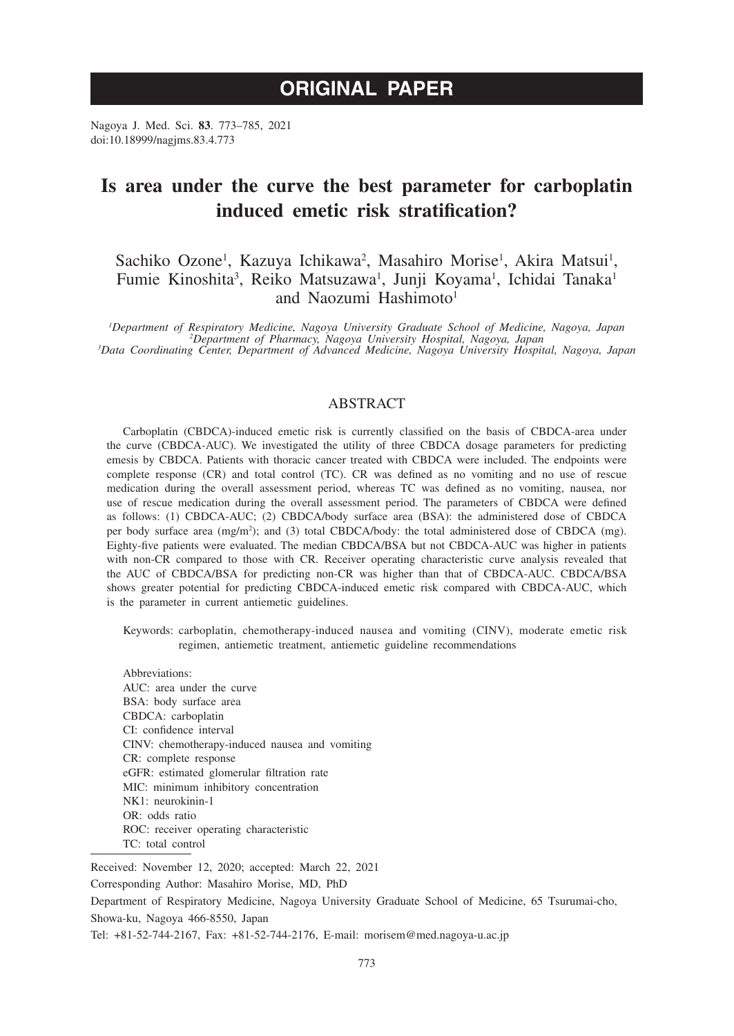**ORIGINAL PAPER**

Nagoya J. Med. Sci. **83**. 773–785, 2021
doi:10.18999/nagjms.83.4.773

# Is area under the curve the best parameter for carboplatin induced emetic risk stratification?

Sachiko Ozone[1], Kazuya Ichikawa[2], Masahiro Morise[1], Akira Matsui[1], Fumie Kinoshita[3], Reiko Matsuzawa[1], Junji Koyama[1], Ichidai Tanaka[1] and Naozumi Hashimoto[1]

*[1]Department of Respiratory Medicine, Nagoya University Graduate School of Medicine, Nagoya, Japan*
*[2]Department of Pharmacy, Nagoya University Hospital, Nagoya, Japan*
*[3]Data Coordinating Center, Department of Advanced Medicine, Nagoya University Hospital, Nagoya, Japan*

## ABSTRACT

Carboplatin (CBDCA)-induced emetic risk is currently classified on the basis of CBDCA-area under the curve (CBDCA-AUC). We investigated the utility of three CBDCA dosage parameters for predicting emesis by CBDCA. Patients with thoracic cancer treated with CBDCA were included. The endpoints were complete response (CR) and total control (TC). CR was defined as no vomiting and no use of rescue medication during the overall assessment period, whereas TC was defined as no vomiting, nausea, nor use of rescue medication during the overall assessment period. The parameters of CBDCA were defined as follows: (1) CBDCA-AUC; (2) CBDCA/body surface area (BSA): the administered dose of CBDCA per body surface area (mg/m$^2$); and (3) total CBDCA/body: the total administered dose of CBDCA (mg). Eighty-five patients were evaluated. The median CBDCA/BSA but not CBDCA-AUC was higher in patients with non-CR compared to those with CR. Receiver operating characteristic curve analysis revealed that the AUC of CBDCA/BSA for predicting non-CR was higher than that of CBDCA-AUC. CBDCA/BSA shows greater potential for predicting CBDCA-induced emetic risk compared with CBDCA-AUC, which is the parameter in current antiemetic guidelines.

Keywords: carboplatin, chemotherapy-induced nausea and vomiting (CINV), moderate emetic risk regimen, antiemetic treatment, antiemetic guideline recommendations

Abbreviations:
AUC: area under the curve
BSA: body surface area
CBDCA: carboplatin
CI: confidence interval
CINV: chemotherapy-induced nausea and vomiting
CR: complete response
eGFR: estimated glomerular filtration rate
MIC: minimum inhibitory concentration
NK1: neurokinin-1
OR: odds ratio
ROC: receiver operating characteristic
TC: total control

Received: November 12, 2020; accepted: March 22, 2021

Corresponding Author: Masahiro Morise, MD, PhD

Department of Respiratory Medicine, Nagoya University Graduate School of Medicine, 65 Tsurumai-cho, Showa-ku, Nagoya 466-8550, Japan

Tel: +81-52-744-2167, Fax: +81-52-744-2176, E-mail: morisem@med.nagoya-u.ac.jp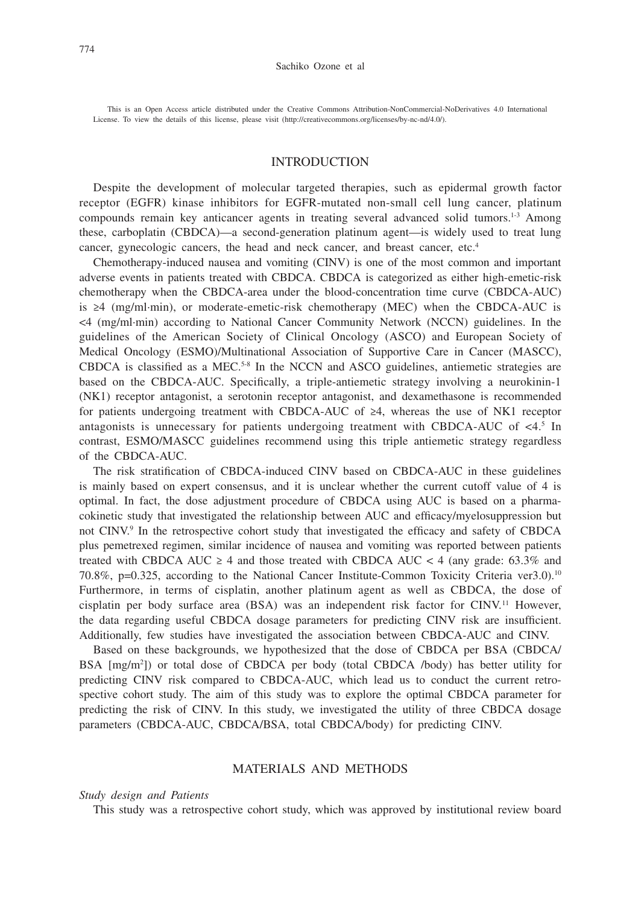This is an Open Access article distributed under the Creative Commons Attribution-NonCommercial-NoDerivatives 4.0 International License. To view the details of this license, please visit (http://creativecommons.org/licenses/by-nc-nd/4.0/).

## INTRODUCTION

Despite the development of molecular targeted therapies, such as epidermal growth factor receptor (EGFR) kinase inhibitors for EGFR-mutated non-small cell lung cancer, platinum compounds remain key anticancer agents in treating several advanced solid tumors.[1-3] Among these, carboplatin (CBDCA)—a second-generation platinum agent—is widely used to treat lung cancer, gynecologic cancers, the head and neck cancer, and breast cancer, etc.[4]

Chemotherapy-induced nausea and vomiting (CINV) is one of the most common and important adverse events in patients treated with CBDCA. CBDCA is categorized as either high-emetic-risk chemotherapy when the CBDCA-area under the blood-concentration time curve (CBDCA-AUC) is ≥4 (mg/ml·min), or moderate-emetic-risk chemotherapy (MEC) when the CBDCA-AUC is <4 (mg/ml·min) according to National Cancer Community Network (NCCN) guidelines. In the guidelines of the American Society of Clinical Oncology (ASCO) and European Society of Medical Oncology (ESMO)/Multinational Association of Supportive Care in Cancer (MASCC), CBDCA is classified as a MEC.[5-8] In the NCCN and ASCO guidelines, antiemetic strategies are based on the CBDCA-AUC. Specifically, a triple-antiemetic strategy involving a neurokinin-1 (NK1) receptor antagonist, a serotonin receptor antagonist, and dexamethasone is recommended for patients undergoing treatment with CBDCA-AUC of ≥4, whereas the use of NK1 receptor antagonists is unnecessary for patients undergoing treatment with CBDCA-AUC of <4.[5] In contrast, ESMO/MASCC guidelines recommend using this triple antiemetic strategy regardless of the CBDCA-AUC.

The risk stratification of CBDCA-induced CINV based on CBDCA-AUC in these guidelines is mainly based on expert consensus, and it is unclear whether the current cutoff value of 4 is optimal. In fact, the dose adjustment procedure of CBDCA using AUC is based on a pharmacokinetic study that investigated the relationship between AUC and efficacy/myelosuppression but not CINV.[9] In the retrospective cohort study that investigated the efficacy and safety of CBDCA plus pemetrexed regimen, similar incidence of nausea and vomiting was reported between patients treated with CBDCA AUC ≥ 4 and those treated with CBDCA AUC < 4 (any grade: 63.3% and 70.8%, p=0.325, according to the National Cancer Institute-Common Toxicity Criteria ver3.0).[10] Furthermore, in terms of cisplatin, another platinum agent as well as CBDCA, the dose of cisplatin per body surface area (BSA) was an independent risk factor for CINV.[11] However, the data regarding useful CBDCA dosage parameters for predicting CINV risk are insufficient. Additionally, few studies have investigated the association between CBDCA-AUC and CINV.

Based on these backgrounds, we hypothesized that the dose of CBDCA per BSA (CBDCA/BSA [mg/m$^2$]) or total dose of CBDCA per body (total CBDCA /body) has better utility for predicting CINV risk compared to CBDCA-AUC, which lead us to conduct the current retrospective cohort study. The aim of this study was to explore the optimal CBDCA parameter for predicting the risk of CINV. In this study, we investigated the utility of three CBDCA dosage parameters (CBDCA-AUC, CBDCA/BSA, total CBDCA/body) for predicting CINV.

## MATERIALS AND METHODS

*Study design and Patients*

This study was a retrospective cohort study, which was approved by institutional review board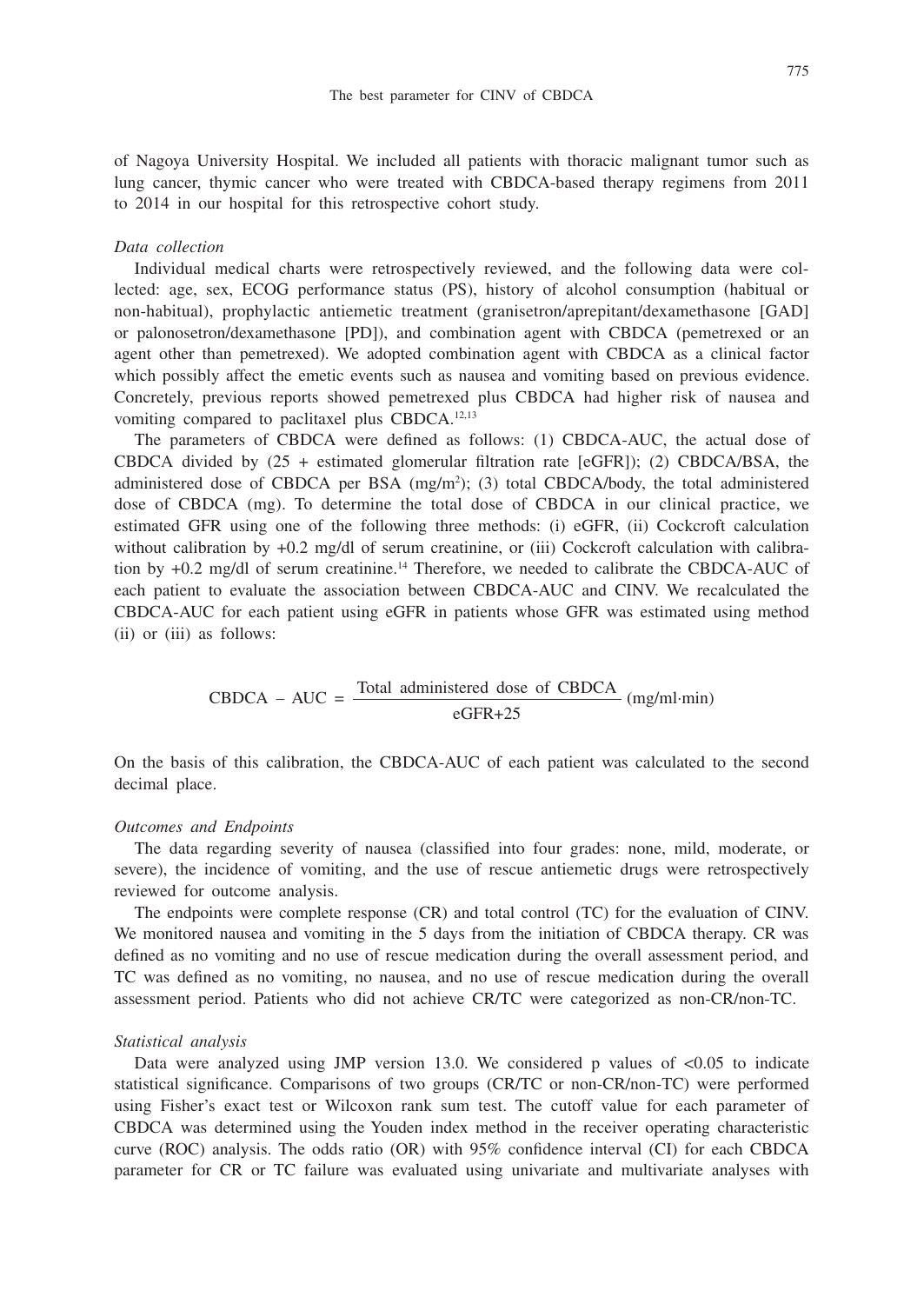of Nagoya University Hospital. We included all patients with thoracic malignant tumor such as lung cancer, thymic cancer who were treated with CBDCA-based therapy regimens from 2011 to 2014 in our hospital for this retrospective cohort study.

### *Data collection*

Individual medical charts were retrospectively reviewed, and the following data were collected: age, sex, ECOG performance status (PS), history of alcohol consumption (habitual or non-habitual), prophylactic antiemetic treatment (granisetron/aprepitant/dexamethasone [GAD] or palonosetron/dexamethasone [PD]), and combination agent with CBDCA (pemetrexed or an agent other than pemetrexed). We adopted combination agent with CBDCA as a clinical factor which possibly affect the emetic events such as nausea and vomiting based on previous evidence. Concretely, previous reports showed pemetrexed plus CBDCA had higher risk of nausea and vomiting compared to paclitaxel plus CBDCA.[12,13]

The parameters of CBDCA were defined as follows: (1) CBDCA-AUC, the actual dose of CBDCA divided by (25 + estimated glomerular filtration rate [eGFR]); (2) CBDCA/BSA, the administered dose of CBDCA per BSA (mg/m$^2$); (3) total CBDCA/body, the total administered dose of CBDCA (mg). To determine the total dose of CBDCA in our clinical practice, we estimated GFR using one of the following three methods: (i) eGFR, (ii) Cockcroft calculation without calibration by +0.2 mg/dl of serum creatinine, or (iii) Cockcroft calculation with calibration by +0.2 mg/dl of serum creatinine.[14] Therefore, we needed to calibrate the CBDCA-AUC of each patient to evaluate the association between CBDCA-AUC and CINV. We recalculated the CBDCA-AUC for each patient using eGFR in patients whose GFR was estimated using method (ii) or (iii) as follows:

$$\text{CBDCA} - \text{AUC} = \frac{\text{Total administered dose of CBDCA}}{\text{eGFR+25}} \text{ (mg/ml·min)}$$

On the basis of this calibration, the CBDCA-AUC of each patient was calculated to the second decimal place.

### *Outcomes and Endpoints*

The data regarding severity of nausea (classified into four grades: none, mild, moderate, or severe), the incidence of vomiting, and the use of rescue antiemetic drugs were retrospectively reviewed for outcome analysis.

The endpoints were complete response (CR) and total control (TC) for the evaluation of CINV. We monitored nausea and vomiting in the 5 days from the initiation of CBDCA therapy. CR was defined as no vomiting and no use of rescue medication during the overall assessment period, and TC was defined as no vomiting, no nausea, and no use of rescue medication during the overall assessment period. Patients who did not achieve CR/TC were categorized as non-CR/non-TC.

### *Statistical analysis*

Data were analyzed using JMP version 13.0. We considered p values of <0.05 to indicate statistical significance. Comparisons of two groups (CR/TC or non-CR/non-TC) were performed using Fisher's exact test or Wilcoxon rank sum test. The cutoff value for each parameter of CBDCA was determined using the Youden index method in the receiver operating characteristic curve (ROC) analysis. The odds ratio (OR) with 95% confidence interval (CI) for each CBDCA parameter for CR or TC failure was evaluated using univariate and multivariate analyses with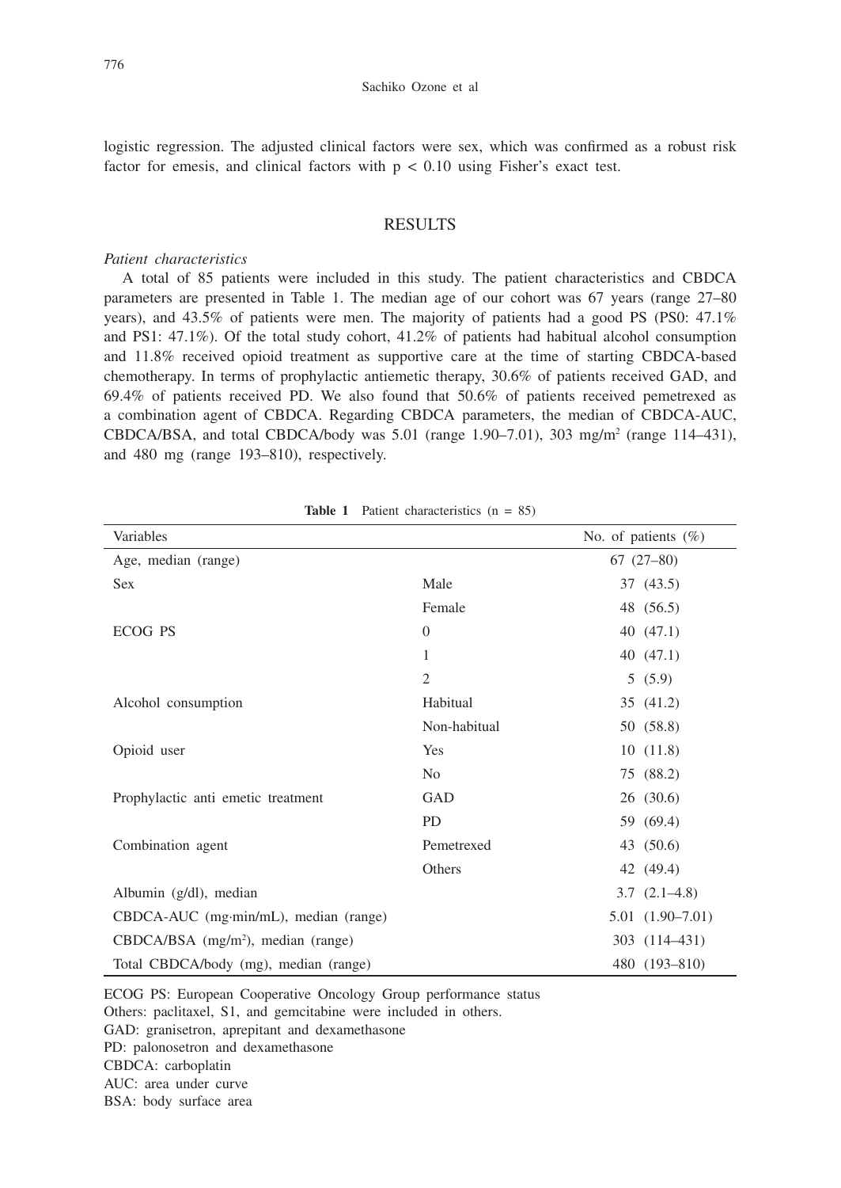logistic regression. The adjusted clinical factors were sex, which was confirmed as a robust risk factor for emesis, and clinical factors with $p < 0.10$ using Fisher's exact test.

## RESULTS

*Patient characteristics*

A total of 85 patients were included in this study. The patient characteristics and CBDCA parameters are presented in Table 1. The median age of our cohort was 67 years (range 27–80 years), and 43.5% of patients were men. The majority of patients had a good PS (PS0: 47.1% and PS1: 47.1%). Of the total study cohort, 41.2% of patients had habitual alcohol consumption and 11.8% received opioid treatment as supportive care at the time of starting CBDCA-based chemotherapy. In terms of prophylactic antiemetic therapy, 30.6% of patients received GAD, and 69.4% of patients received PD. We also found that 50.6% of patients received pemetrexed as a combination agent of CBDCA. Regarding CBDCA parameters, the median of CBDCA-AUC, CBDCA/BSA, and total CBDCA/body was 5.01 (range 1.90–7.01), 303 mg/m$^2$ (range 114–431), and 480 mg (range 193–810), respectively.

**Table 1** Patient characteristics (n = 85)

| Variables | | No. of patients (%) |
|---|---|---|
| Age, median (range) | | 67 (27–80) |
| Sex | Male | 37 (43.5) |
| | Female | 48 (56.5) |
| ECOG PS | 0 | 40 (47.1) |
| | 1 | 40 (47.1) |
| | 2 | 5 (5.9) |
| Alcohol consumption | Habitual | 35 (41.2) |
| | Non-habitual | 50 (58.8) |
| Opioid user | Yes | 10 (11.8) |
| | No | 75 (88.2) |
| Prophylactic anti emetic treatment | GAD | 26 (30.6) |
| | PD | 59 (69.4) |
| Combination agent | Pemetrexed | 43 (50.6) |
| | Others | 42 (49.4) |
| Albumin (g/dl), median | | 3.7 (2.1–4.8) |
| CBDCA-AUC (mg·min/mL), median (range) | | 5.01 (1.90–7.01) |
| CBDCA/BSA (mg/m$^2$), median (range) | | 303 (114–431) |
| Total CBDCA/body (mg), median (range) | | 480 (193–810) |

ECOG PS: European Cooperative Oncology Group performance status
Others: paclitaxel, S1, and gemcitabine were included in others.
GAD: granisetron, aprepitant and dexamethasone
PD: palonosetron and dexamethasone
CBDCA: carboplatin
AUC: area under curve
BSA: body surface area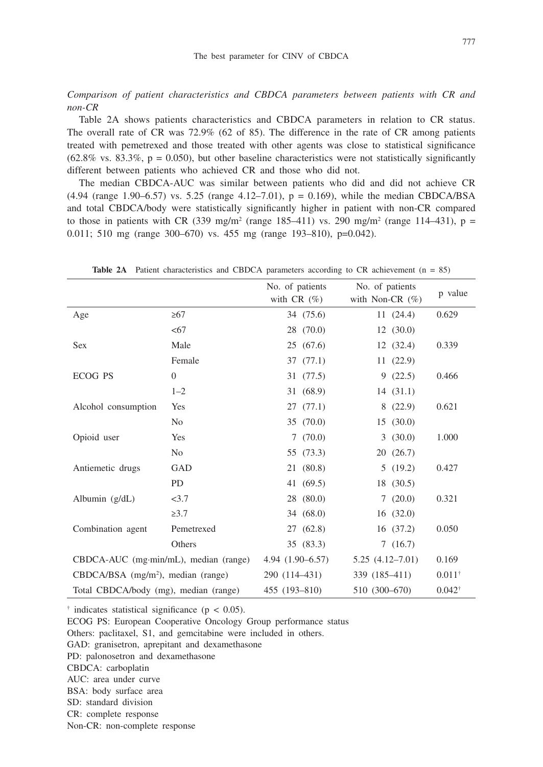*Comparison of patient characteristics and CBDCA parameters between patients with CR and non-CR*

Table 2A shows patients characteristics and CBDCA parameters in relation to CR status. The overall rate of CR was 72.9% (62 of 85). The difference in the rate of CR among patients treated with pemetrexed and those treated with other agents was close to statistical significance (62.8% vs. 83.3%, p = 0.050), but other baseline characteristics were not statistically significantly different between patients who achieved CR and those who did not.

The median CBDCA-AUC was similar between patients who did and did not achieve CR (4.94 (range 1.90–6.57) vs. 5.25 (range 4.12–7.01), p = 0.169), while the median CBDCA/BSA and total CBDCA/body were statistically significantly higher in patient with non-CR compared to those in patients with CR (339 mg/m$^2$ (range 185–411) vs. 290 mg/m$^2$ (range 114–431), p = 0.011; 510 mg (range 300–670) vs. 455 mg (range 193–810), p=0.042).

**Table 2A** Patient characteristics and CBDCA parameters according to CR achievement (n = 85)

| | | No. of patients with CR (%) | No. of patients with Non-CR (%) | p value |
|---|---|---|---|---|
| Age | ≥67 | 34 (75.6) | 11 (24.4) | 0.629 |
| | <67 | 28 (70.0) | 12 (30.0) | |
| Sex | Male | 25 (67.6) | 12 (32.4) | 0.339 |
| | Female | 37 (77.1) | 11 (22.9) | |
| ECOG PS | 0 | 31 (77.5) | 9 (22.5) | 0.466 |
| | 1–2 | 31 (68.9) | 14 (31.1) | |
| Alcohol consumption | Yes | 27 (77.1) | 8 (22.9) | 0.621 |
| | No | 35 (70.0) | 15 (30.0) | |
| Opioid user | Yes | 7 (70.0) | 3 (30.0) | 1.000 |
| | No | 55 (73.3) | 20 (26.7) | |
| Antiemetic drugs | GAD | 21 (80.8) | 5 (19.2) | 0.427 |
| | PD | 41 (69.5) | 18 (30.5) | |
| Albumin (g/dL) | <3.7 | 28 (80.0) | 7 (20.0) | 0.321 |
| | ≥3.7 | 34 (68.0) | 16 (32.0) | |
| Combination agent | Pemetrexed | 27 (62.8) | 16 (37.2) | 0.050 |
| | Others | 35 (83.3) | 7 (16.7) | |
| CBDCA-AUC (mg·min/mL), median (range) | | 4.94 (1.90–6.57) | 5.25 (4.12–7.01) | 0.169 |
| CBDCA/BSA (mg/m$^2$), median (range) | | 290 (114–431) | 339 (185–411) | 0.011† |
| Total CBDCA/body (mg), median (range) | | 455 (193–810) | 510 (300–670) | 0.042† |

† indicates statistical significance ($p < 0.05$).
ECOG PS: European Cooperative Oncology Group performance status
Others: paclitaxel, S1, and gemcitabine were included in others.
GAD: granisetron, aprepitant and dexamethasone
PD: palonosetron and dexamethasone
CBDCA: carboplatin
AUC: area under curve
BSA: body surface area
SD: standard division
CR: complete response
Non-CR: non-complete response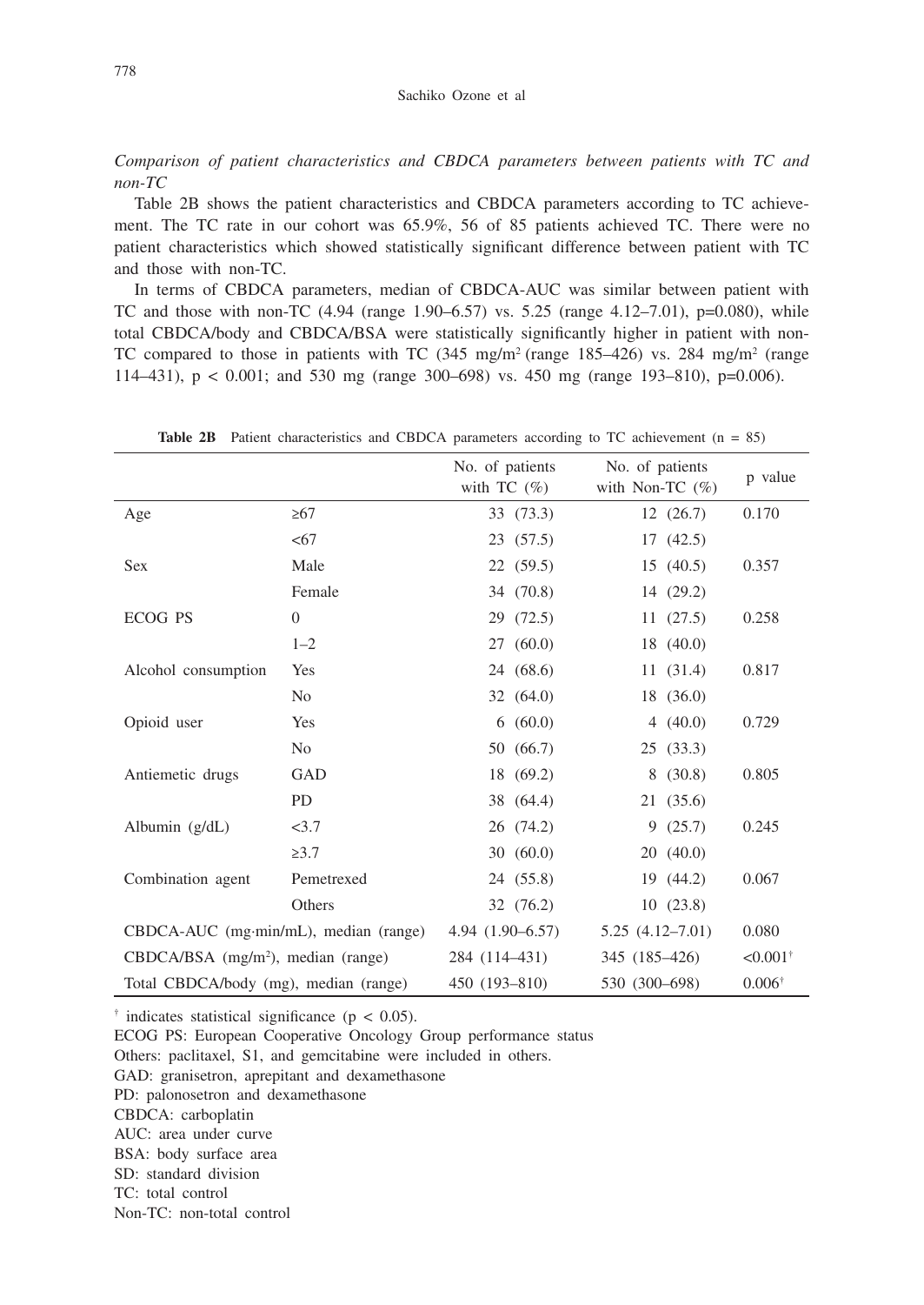*Comparison of patient characteristics and CBDCA parameters between patients with TC and non-TC*

Table 2B shows the patient characteristics and CBDCA parameters according to TC achievement. The TC rate in our cohort was 65.9%, 56 of 85 patients achieved TC. There were no patient characteristics which showed statistically significant difference between patient with TC and those with non-TC.

In terms of CBDCA parameters, median of CBDCA-AUC was similar between patient with TC and those with non-TC (4.94 (range 1.90–6.57) vs. 5.25 (range 4.12–7.01), p=0.080), while total CBDCA/body and CBDCA/BSA were statistically significantly higher in patient with non-TC compared to those in patients with TC (345 mg/m$^2$ (range 185–426) vs. 284 mg/m$^2$ (range 114–431), p < 0.001; and 530 mg (range 300–698) vs. 450 mg (range 193–810), p=0.006).

**Table 2B** Patient characteristics and CBDCA parameters according to TC achievement (n = 85)

| | | No. of patients with TC (%) | No. of patients with Non-TC (%) | p value |
|---|---|---|---|---|
| Age | ≥67 | 33 (73.3) | 12 (26.7) | 0.170 |
| | <67 | 23 (57.5) | 17 (42.5) | |
| Sex | Male | 22 (59.5) | 15 (40.5) | 0.357 |
| | Female | 34 (70.8) | 14 (29.2) | |
| ECOG PS | 0 | 29 (72.5) | 11 (27.5) | 0.258 |
| | 1–2 | 27 (60.0) | 18 (40.0) | |
| Alcohol consumption | Yes | 24 (68.6) | 11 (31.4) | 0.817 |
| | No | 32 (64.0) | 18 (36.0) | |
| Opioid user | Yes | 6 (60.0) | 4 (40.0) | 0.729 |
| | No | 50 (66.7) | 25 (33.3) | |
| Antiemetic drugs | GAD | 18 (69.2) | 8 (30.8) | 0.805 |
| | PD | 38 (64.4) | 21 (35.6) | |
| Albumin (g/dL) | <3.7 | 26 (74.2) | 9 (25.7) | 0.245 |
| | ≥3.7 | 30 (60.0) | 20 (40.0) | |
| Combination agent | Pemetrexed | 24 (55.8) | 19 (44.2) | 0.067 |
| | Others | 32 (76.2) | 10 (23.8) | |
| CBDCA-AUC (mg·min/mL), median (range) | | 4.94 (1.90–6.57) | 5.25 (4.12–7.01) | 0.080 |
| CBDCA/BSA (mg/m$^2$), median (range) | | 284 (114–431) | 345 (185–426) | <0.001† |
| Total CBDCA/body (mg), median (range) | | 450 (193–810) | 530 (300–698) | 0.006† |

† indicates statistical significance (p < 0.05).
ECOG PS: European Cooperative Oncology Group performance status
Others: paclitaxel, S1, and gemcitabine were included in others.
GAD: granisetron, aprepitant and dexamethasone
PD: palonosetron and dexamethasone
CBDCA: carboplatin
AUC: area under curve
BSA: body surface area
SD: standard division
TC: total control
Non-TC: non-total control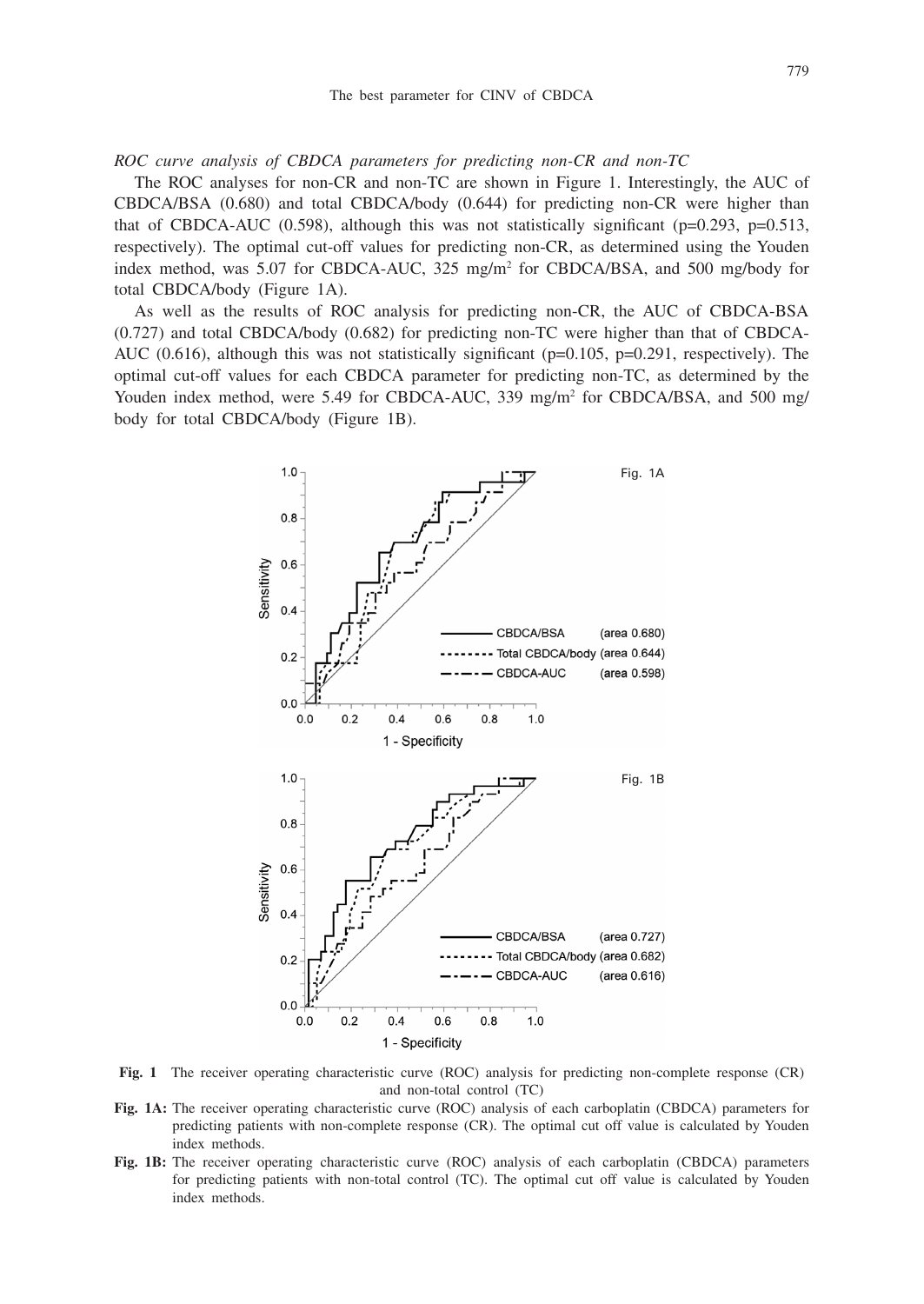*ROC curve analysis of CBDCA parameters for predicting non-CR and non-TC*

The ROC analyses for non-CR and non-TC are shown in Figure 1. Interestingly, the AUC of CBDCA/BSA (0.680) and total CBDCA/body (0.644) for predicting non-CR were higher than that of CBDCA-AUC (0.598), although this was not statistically significant (p=0.293, p=0.513, respectively). The optimal cut-off values for predicting non-CR, as determined using the Youden index method, was 5.07 for CBDCA-AUC, 325 mg/m$^2$ for CBDCA/BSA, and 500 mg/body for total CBDCA/body (Figure 1A).

As well as the results of ROC analysis for predicting non-CR, the AUC of CBDCA-BSA (0.727) and total CBDCA/body (0.682) for predicting non-TC were higher than that of CBDCA-AUC (0.616), although this was not statistically significant (p=0.105, p=0.291, respectively). The optimal cut-off values for each CBDCA parameter for predicting non-TC, as determined by the Youden index method, were 5.49 for CBDCA-AUC, 339 mg/m$^2$ for CBDCA/BSA, and 500 mg/body for total CBDCA/body (Figure 1B).

**Fig. 1** The receiver operating characteristic curve (ROC) analysis for predicting non-complete response (CR) and non-total control (TC)

**Fig. 1A:** The receiver operating characteristic curve (ROC) analysis of each carboplatin (CBDCA) parameters for predicting patients with non-complete response (CR). The optimal cut off value is calculated by Youden index methods.

**Fig. 1B:** The receiver operating characteristic curve (ROC) analysis of each carboplatin (CBDCA) parameters for predicting patients with non-total control (TC). The optimal cut off value is calculated by Youden index methods.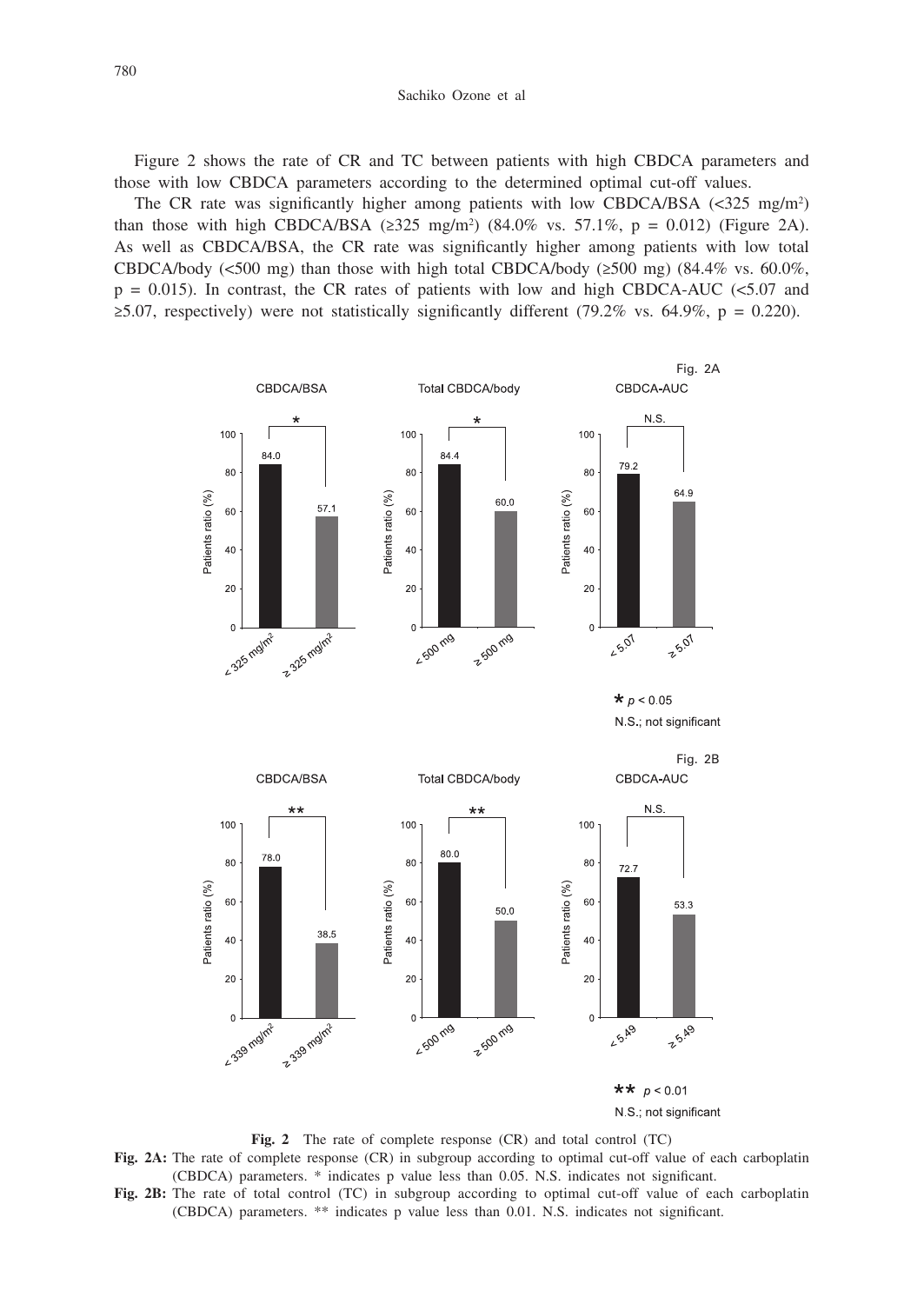Figure 2 shows the rate of CR and TC between patients with high CBDCA parameters and those with low CBDCA parameters according to the determined optimal cut-off values.

The CR rate was significantly higher among patients with low CBDCA/BSA (<325 mg/m$^2$) than those with high CBDCA/BSA (≥325 mg/m$^2$) (84.0% vs. 57.1%, $p = 0.012$) (Figure 2A). As well as CBDCA/BSA, the CR rate was significantly higher among patients with low total CBDCA/body (<500 mg) than those with high total CBDCA/body (≥500 mg) (84.4% vs. 60.0%, $p = 0.015$). In contrast, the CR rates of patients with low and high CBDCA-AUC (<5.07 and ≥5.07, respectively) were not statistically significantly different (79.2% vs. 64.9%, $p = 0.220$).

Fig. 2A

| | < 325 mg/m$^2$ | ≥ 325 mg/m$^2$ | Significance |
|---|---|---|---|
| CBDCA/BSA | 84.0 | 57.1 | * |

| | < 500 mg | ≥ 500 mg | Significance |
|---|---|---|---|
| Total CBDCA/body | 84.4 | 60.0 | * |

| | < 5.07 | ≥ 5.07 | Significance |
|---|---|---|---|
| CBDCA-AUC | 79.2 | 64.9 | N.S. |

* $p < 0.05$
N.S.; not significant

Fig. 2B

| | < 339 mg/m$^2$ | ≥ 339 mg/m$^2$ | Significance |
|---|---|---|---|
| CBDCA/BSA | 78.0 | 38.5 | ** |

| | < 500 mg | ≥ 500 mg | Significance |
|---|---|---|---|
| Total CBDCA/body | 80.0 | 50.0 | ** |

| | < 5.49 | ≥ 5.49 | Significance |
|---|---|---|---|
| CBDCA-AUC | 72.7 | 53.3 | N.S. |

** $p < 0.01$
N.S.; not significant

**Fig. 2** The rate of complete response (CR) and total control (TC)

**Fig. 2A:** The rate of complete response (CR) in subgroup according to optimal cut-off value of each carboplatin (CBDCA) parameters. * indicates p value less than 0.05. N.S. indicates not significant.

**Fig. 2B:** The rate of total control (TC) in subgroup according to optimal cut-off value of each carboplatin (CBDCA) parameters. ** indicates p value less than 0.01. N.S. indicates not significant.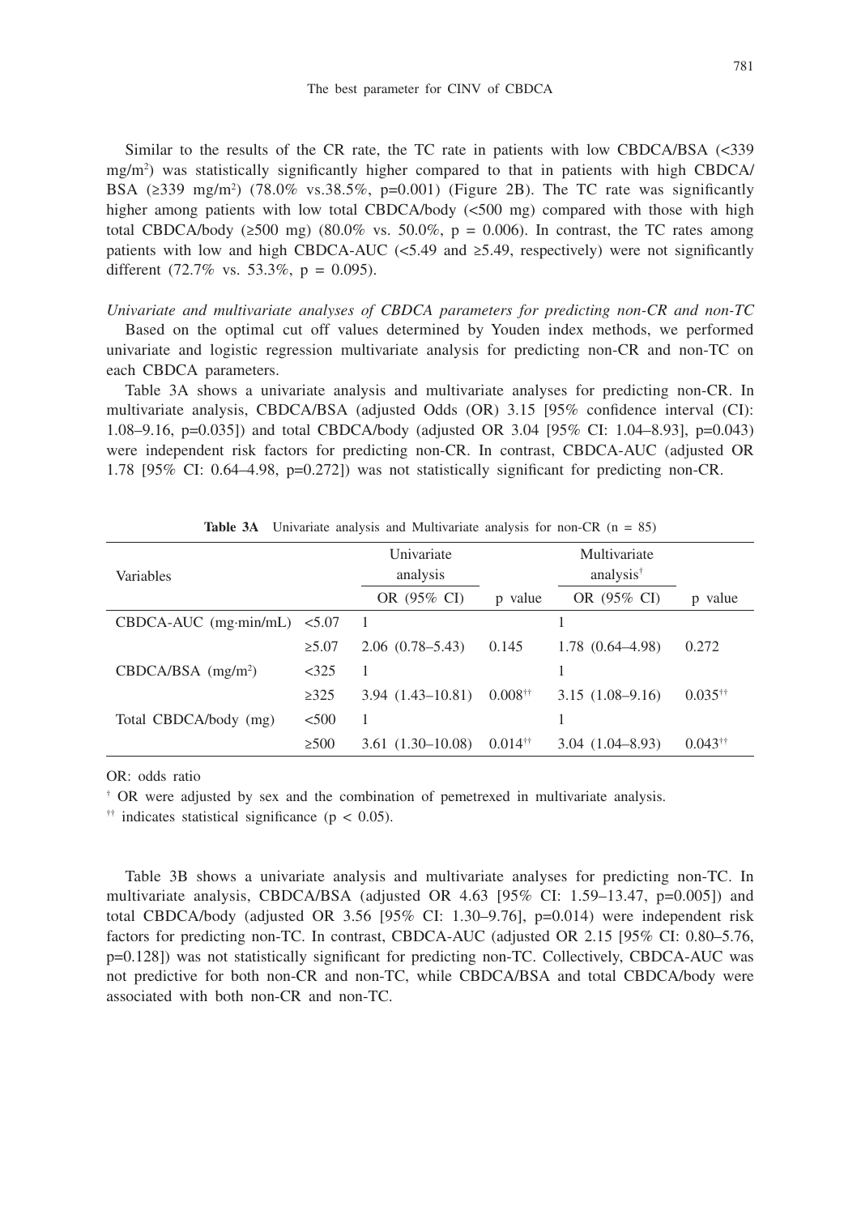Similar to the results of the CR rate, the TC rate in patients with low CBDCA/BSA (<339 mg/m$^2$) was statistically significantly higher compared to that in patients with high CBDCA/BSA (≥339 mg/m$^2$) (78.0% vs.38.5%, p=0.001) (Figure 2B). The TC rate was significantly higher among patients with low total CBDCA/body (<500 mg) compared with those with high total CBDCA/body (≥500 mg) (80.0% vs. 50.0%, p = 0.006). In contrast, the TC rates among patients with low and high CBDCA-AUC (<5.49 and ≥5.49, respectively) were not significantly different (72.7% vs. 53.3%, p = 0.095).

*Univariate and multivariate analyses of CBDCA parameters for predicting non-CR and non-TC*

Based on the optimal cut off values determined by Youden index methods, we performed univariate and logistic regression multivariate analysis for predicting non-CR and non-TC on each CBDCA parameters.

Table 3A shows a univariate analysis and multivariate analyses for predicting non-CR. In multivariate analysis, CBDCA/BSA (adjusted Odds (OR) 3.15 [95% confidence interval (CI): 1.08–9.16, p=0.035]) and total CBDCA/body (adjusted OR 3.04 [95% CI: 1.04–8.93], p=0.043) were independent risk factors for predicting non-CR. In contrast, CBDCA-AUC (adjusted OR 1.78 [95% CI: 0.64–4.98, p=0.272]) was not statistically significant for predicting non-CR.

**Table 3A** Univariate analysis and Multivariate analysis for non-CR (n = 85)

| Variables | | Univariate analysis | | Multivariate analysis[†] | |
|---|---|---|---|---|---|
| | | OR (95% CI) | p value | OR (95% CI) | p value |
| CBDCA-AUC (mg·min/mL) | <5.07 | 1 | | 1 | |
| | ≥5.07 | 2.06 (0.78–5.43) | 0.145 | 1.78 (0.64–4.98) | 0.272 |
| CBDCA/BSA (mg/m$^2$) | <325 | 1 | | 1 | |
| | ≥325 | 3.94 (1.43–10.81) | 0.008[††] | 3.15 (1.08–9.16) | 0.035[††] |
| Total CBDCA/body (mg) | <500 | 1 | | 1 | |
| | ≥500 | 3.61 (1.30–10.08) | 0.014[††] | 3.04 (1.04–8.93) | 0.043[††] |

OR: odds ratio

[†] OR were adjusted by sex and the combination of pemetrexed in multivariate analysis.

[††] indicates statistical significance ($p < 0.05$).

Table 3B shows a univariate analysis and multivariate analyses for predicting non-TC. In multivariate analysis, CBDCA/BSA (adjusted OR 4.63 [95% CI: 1.59–13.47, p=0.005]) and total CBDCA/body (adjusted OR 3.56 [95% CI: 1.30–9.76], p=0.014) were independent risk factors for predicting non-TC. In contrast, CBDCA-AUC (adjusted OR 2.15 [95% CI: 0.80–5.76, p=0.128]) was not statistically significant for predicting non-TC. Collectively, CBDCA-AUC was not predictive for both non-CR and non-TC, while CBDCA/BSA and total CBDCA/body were associated with both non-CR and non-TC.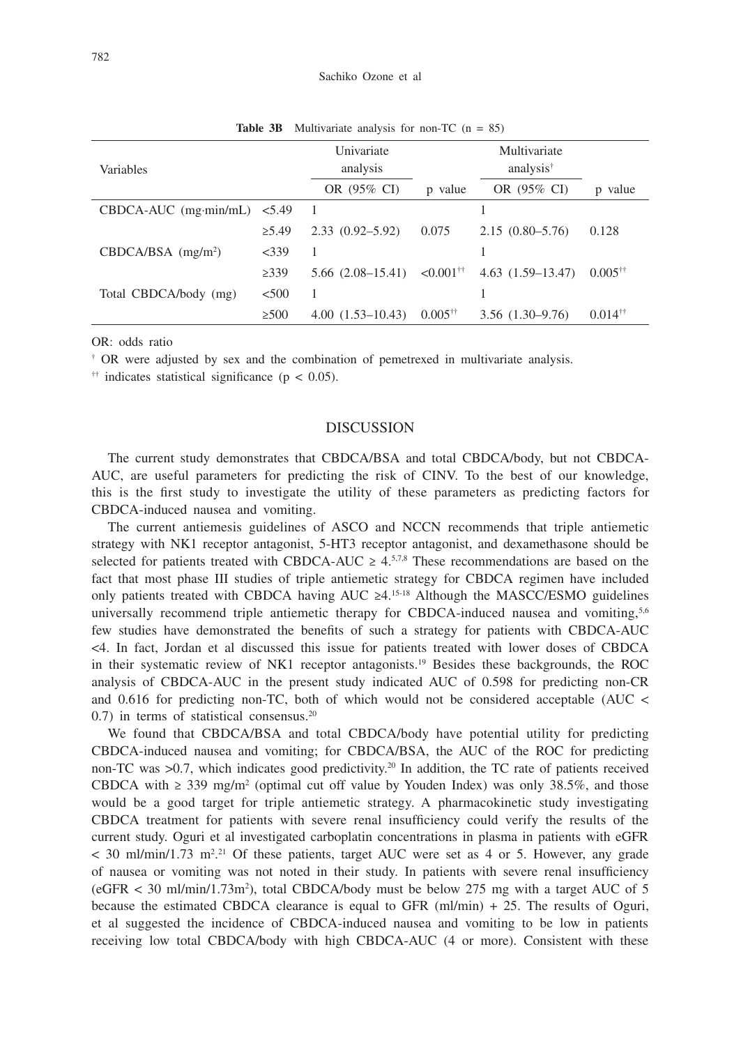**Table 3B** Multivariate analysis for non-TC (n = 85)

| Variables | | Univariate analysis | | Multivariate analysis[†] | |
|---|---|---|---|---|---|
| | | OR (95% CI) | p value | OR (95% CI) | p value |
| CBDCA-AUC (mg·min/mL) | <5.49 | 1 | | 1 | |
| | ≥5.49 | 2.33 (0.92–5.92) | 0.075 | 2.15 (0.80–5.76) | 0.128 |
| CBDCA/BSA (mg/m$^2$) | <339 | 1 | | 1 | |
| | ≥339 | 5.66 (2.08–15.41) | <0.001[††] | 4.63 (1.59–13.47) | 0.005[††] |
| Total CBDCA/body (mg) | <500 | 1 | | 1 | |
| | ≥500 | 4.00 (1.53–10.43) | 0.005[††] | 3.56 (1.30–9.76) | 0.014[††] |

OR: odds ratio

[†] OR were adjusted by sex and the combination of pemetrexed in multivariate analysis.

[††] indicates statistical significance ($p < 0.05$).

## DISCUSSION

The current study demonstrates that CBDCA/BSA and total CBDCA/body, but not CBDCA-AUC, are useful parameters for predicting the risk of CINV. To the best of our knowledge, this is the first study to investigate the utility of these parameters as predicting factors for CBDCA-induced nausea and vomiting.

The current antiemesis guidelines of ASCO and NCCN recommends that triple antiemetic strategy with NK1 receptor antagonist, 5-HT3 receptor antagonist, and dexamethasone should be selected for patients treated with CBDCA-AUC ≥ 4.[5,7,8] These recommendations are based on the fact that most phase III studies of triple antiemetic strategy for CBDCA regimen have included only patients treated with CBDCA having AUC ≥4.[15-18] Although the MASCC/ESMO guidelines universally recommend triple antiemetic therapy for CBDCA-induced nausea and vomiting,[5,6] few studies have demonstrated the benefits of such a strategy for patients with CBDCA-AUC <4. In fact, Jordan et al discussed this issue for patients treated with lower doses of CBDCA in their systematic review of NK1 receptor antagonists.[19] Besides these backgrounds, the ROC analysis of CBDCA-AUC in the present study indicated AUC of 0.598 for predicting non-CR and 0.616 for predicting non-TC, both of which would not be considered acceptable (AUC < 0.7) in terms of statistical consensus.[20]

We found that CBDCA/BSA and total CBDCA/body have potential utility for predicting CBDCA-induced nausea and vomiting; for CBDCA/BSA, the AUC of the ROC for predicting non-TC was >0.7, which indicates good predictivity.[20] In addition, the TC rate of patients received CBDCA with ≥ 339 mg/m$^2$ (optimal cut off value by Youden Index) was only 38.5%, and those would be a good target for triple antiemetic strategy. A pharmacokinetic study investigating CBDCA treatment for patients with severe renal insufficiency could verify the results of the current study. Oguri et al investigated carboplatin concentrations in plasma in patients with eGFR < 30 ml/min/1.73 m$^2$.[21] Of these patients, target AUC were set as 4 or 5. However, any grade of nausea or vomiting was not noted in their study. In patients with severe renal insufficiency (eGFR < 30 ml/min/1.73m$^2$), total CBDCA/body must be below 275 mg with a target AUC of 5 because the estimated CBDCA clearance is equal to GFR (ml/min) + 25. The results of Oguri, et al suggested the incidence of CBDCA-induced nausea and vomiting to be low in patients receiving low total CBDCA/body with high CBDCA-AUC (4 or more). Consistent with these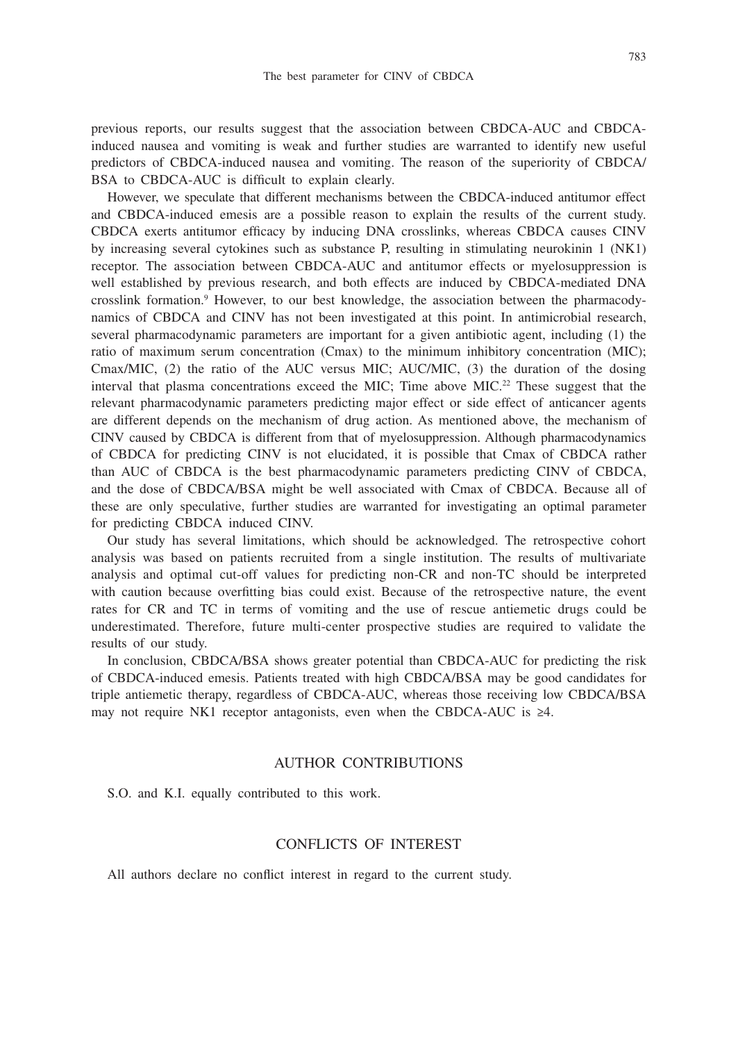previous reports, our results suggest that the association between CBDCA-AUC and CBDCA-induced nausea and vomiting is weak and further studies are warranted to identify new useful predictors of CBDCA-induced nausea and vomiting. The reason of the superiority of CBDCA/BSA to CBDCA-AUC is difficult to explain clearly.

However, we speculate that different mechanisms between the CBDCA-induced antitumor effect and CBDCA-induced emesis are a possible reason to explain the results of the current study. CBDCA exerts antitumor efficacy by inducing DNA crosslinks, whereas CBDCA causes CINV by increasing several cytokines such as substance P, resulting in stimulating neurokinin 1 (NK1) receptor. The association between CBDCA-AUC and antitumor effects or myelosuppression is well established by previous research, and both effects are induced by CBDCA-mediated DNA crosslink formation.[9] However, to our best knowledge, the association between the pharmacodynamics of CBDCA and CINV has not been investigated at this point. In antimicrobial research, several pharmacodynamic parameters are important for a given antibiotic agent, including (1) the ratio of maximum serum concentration (Cmax) to the minimum inhibitory concentration (MIC); Cmax/MIC, (2) the ratio of the AUC versus MIC; AUC/MIC, (3) the duration of the dosing interval that plasma concentrations exceed the MIC; Time above MIC.[22] These suggest that the relevant pharmacodynamic parameters predicting major effect or side effect of anticancer agents are different depends on the mechanism of drug action. As mentioned above, the mechanism of CINV caused by CBDCA is different from that of myelosuppression. Although pharmacodynamics of CBDCA for predicting CINV is not elucidated, it is possible that Cmax of CBDCA rather than AUC of CBDCA is the best pharmacodynamic parameters predicting CINV of CBDCA, and the dose of CBDCA/BSA might be well associated with Cmax of CBDCA. Because all of these are only speculative, further studies are warranted for investigating an optimal parameter for predicting CBDCA induced CINV.

Our study has several limitations, which should be acknowledged. The retrospective cohort analysis was based on patients recruited from a single institution. The results of multivariate analysis and optimal cut-off values for predicting non-CR and non-TC should be interpreted with caution because overfitting bias could exist. Because of the retrospective nature, the event rates for CR and TC in terms of vomiting and the use of rescue antiemetic drugs could be underestimated. Therefore, future multi-center prospective studies are required to validate the results of our study.

In conclusion, CBDCA/BSA shows greater potential than CBDCA-AUC for predicting the risk of CBDCA-induced emesis. Patients treated with high CBDCA/BSA may be good candidates for triple antiemetic therapy, regardless of CBDCA-AUC, whereas those receiving low CBDCA/BSA may not require NK1 receptor antagonists, even when the CBDCA-AUC is ≥4.

## AUTHOR CONTRIBUTIONS

S.O. and K.I. equally contributed to this work.

## CONFLICTS OF INTEREST

All authors declare no conflict interest in regard to the current study.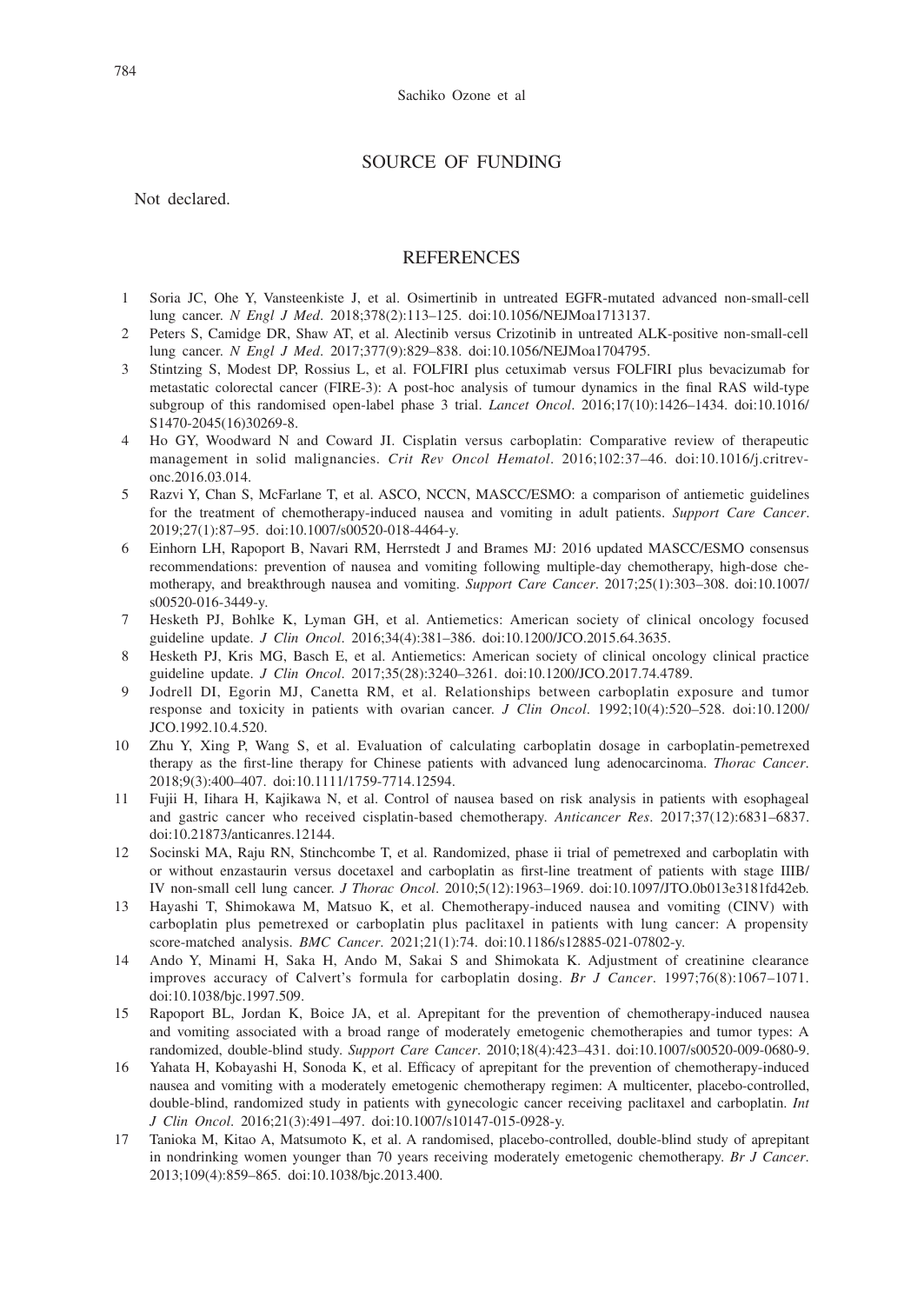## SOURCE OF FUNDING

Not declared.

## REFERENCES

1. Soria JC, Ohe Y, Vansteenkiste J, et al. Osimertinib in untreated EGFR-mutated advanced non-small-cell lung cancer. *N Engl J Med*. 2018;378(2):113–125. doi:10.1056/NEJMoa1713137.
2. Peters S, Camidge DR, Shaw AT, et al. Alectinib versus Crizotinib in untreated ALK-positive non-small-cell lung cancer. *N Engl J Med*. 2017;377(9):829–838. doi:10.1056/NEJMoa1704795.
3. Stintzing S, Modest DP, Rossius L, et al. FOLFIRI plus cetuximab versus FOLFIRI plus bevacizumab for metastatic colorectal cancer (FIRE-3): A post-hoc analysis of tumour dynamics in the final RAS wild-type subgroup of this randomised open-label phase 3 trial. *Lancet Oncol*. 2016;17(10):1426–1434. doi:10.1016/S1470-2045(16)30269-8.
4. Ho GY, Woodward N and Coward JI. Cisplatin versus carboplatin: Comparative review of therapeutic management in solid malignancies. *Crit Rev Oncol Hematol*. 2016;102:37–46. doi:10.1016/j.critrevonc.2016.03.014.
5. Razvi Y, Chan S, McFarlane T, et al. ASCO, NCCN, MASCC/ESMO: a comparison of antiemetic guidelines for the treatment of chemotherapy-induced nausea and vomiting in adult patients. *Support Care Cancer*. 2019;27(1):87–95. doi:10.1007/s00520-018-4464-y.
6. Einhorn LH, Rapoport B, Navari RM, Herrstedt J and Brames MJ: 2016 updated MASCC/ESMO consensus recommendations: prevention of nausea and vomiting following multiple-day chemotherapy, high-dose chemotherapy, and breakthrough nausea and vomiting. *Support Care Cancer*. 2017;25(1):303–308. doi:10.1007/s00520-016-3449-y.
7. Hesketh PJ, Bohlke K, Lyman GH, et al. Antiemetics: American society of clinical oncology focused guideline update. *J Clin Oncol*. 2016;34(4):381–386. doi:10.1200/JCO.2015.64.3635.
8. Hesketh PJ, Kris MG, Basch E, et al. Antiemetics: American society of clinical oncology clinical practice guideline update. *J Clin Oncol*. 2017;35(28):3240–3261. doi:10.1200/JCO.2017.74.4789.
9. Jodrell DI, Egorin MJ, Canetta RM, et al. Relationships between carboplatin exposure and tumor response and toxicity in patients with ovarian cancer. *J Clin Oncol*. 1992;10(4):520–528. doi:10.1200/JCO.1992.10.4.520.
10. Zhu Y, Xing P, Wang S, et al. Evaluation of calculating carboplatin dosage in carboplatin-pemetrexed therapy as the first-line therapy for Chinese patients with advanced lung adenocarcinoma. *Thorac Cancer*. 2018;9(3):400–407. doi:10.1111/1759-7714.12594.
11. Fujii H, Iihara H, Kajikawa N, et al. Control of nausea based on risk analysis in patients with esophageal and gastric cancer who received cisplatin-based chemotherapy. *Anticancer Res*. 2017;37(12):6831–6837. doi:10.21873/anticanres.12144.
12. Socinski MA, Raju RN, Stinchcombe T, et al. Randomized, phase ii trial of pemetrexed and carboplatin with or without enzastaurin versus docetaxel and carboplatin as first-line treatment of patients with stage IIIB/IV non-small cell lung cancer. *J Thorac Oncol*. 2010;5(12):1963–1969. doi:10.1097/JTO.0b013e3181fd42eb.
13. Hayashi T, Shimokawa M, Matsuo K, et al. Chemotherapy-induced nausea and vomiting (CINV) with carboplatin plus pemetrexed or carboplatin plus paclitaxel in patients with lung cancer: A propensity score-matched analysis. *BMC Cancer*. 2021;21(1):74. doi:10.1186/s12885-021-07802-y.
14. Ando Y, Minami H, Saka H, Ando M, Sakai S and Shimokata K. Adjustment of creatinine clearance improves accuracy of Calvert's formula for carboplatin dosing. *Br J Cancer*. 1997;76(8):1067–1071. doi:10.1038/bjc.1997.509.
15. Rapoport BL, Jordan K, Boice JA, et al. Aprepitant for the prevention of chemotherapy-induced nausea and vomiting associated with a broad range of moderately emetogenic chemotherapies and tumor types: A randomized, double-blind study. *Support Care Cancer*. 2010;18(4):423–431. doi:10.1007/s00520-009-0680-9.
16. Yahata H, Kobayashi H, Sonoda K, et al. Efficacy of aprepitant for the prevention of chemotherapy-induced nausea and vomiting with a moderately emetogenic chemotherapy regimen: A multicenter, placebo-controlled, double-blind, randomized study in patients with gynecologic cancer receiving paclitaxel and carboplatin. *Int J Clin Oncol*. 2016;21(3):491–497. doi:10.1007/s10147-015-0928-y.
17. Tanioka M, Kitao A, Matsumoto K, et al. A randomised, placebo-controlled, double-blind study of aprepitant in nondrinking women younger than 70 years receiving moderately emetogenic chemotherapy. *Br J Cancer*. 2013;109(4):859–865. doi:10.1038/bjc.2013.400.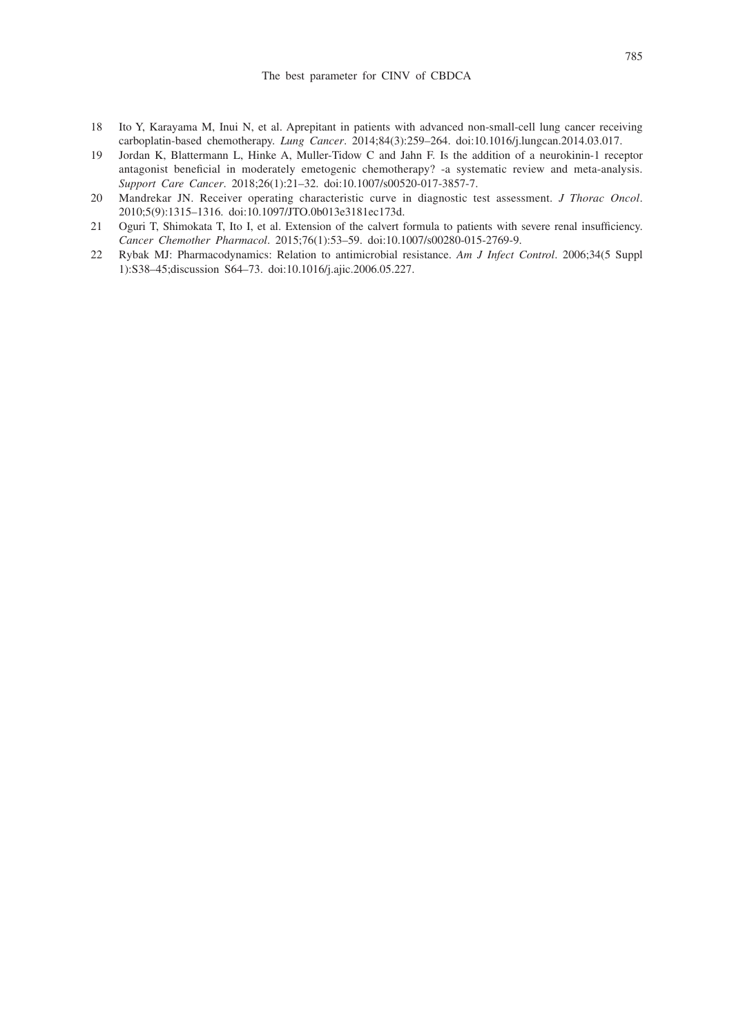18 Ito Y, Karayama M, Inui N, et al. Aprepitant in patients with advanced non-small-cell lung cancer receiving carboplatin-based chemotherapy. *Lung Cancer*. 2014;84(3):259–264. doi:10.1016/j.lungcan.2014.03.017.

19 Jordan K, Blattermann L, Hinke A, Muller-Tidow C and Jahn F. Is the addition of a neurokinin-1 receptor antagonist beneficial in moderately emetogenic chemotherapy? -a systematic review and meta-analysis. *Support Care Cancer*. 2018;26(1):21–32. doi:10.1007/s00520-017-3857-7.

20 Mandrekar JN. Receiver operating characteristic curve in diagnostic test assessment. *J Thorac Oncol*. 2010;5(9):1315–1316. doi:10.1097/JTO.0b013e3181ec173d.

21 Oguri T, Shimokata T, Ito I, et al. Extension of the calvert formula to patients with severe renal insufficiency. *Cancer Chemother Pharmacol*. 2015;76(1):53–59. doi:10.1007/s00280-015-2769-9.

22 Rybak MJ: Pharmacodynamics: Relation to antimicrobial resistance. *Am J Infect Control*. 2006;34(5 Suppl 1):S38–45;discussion S64–73. doi:10.1016/j.ajic.2006.05.227.